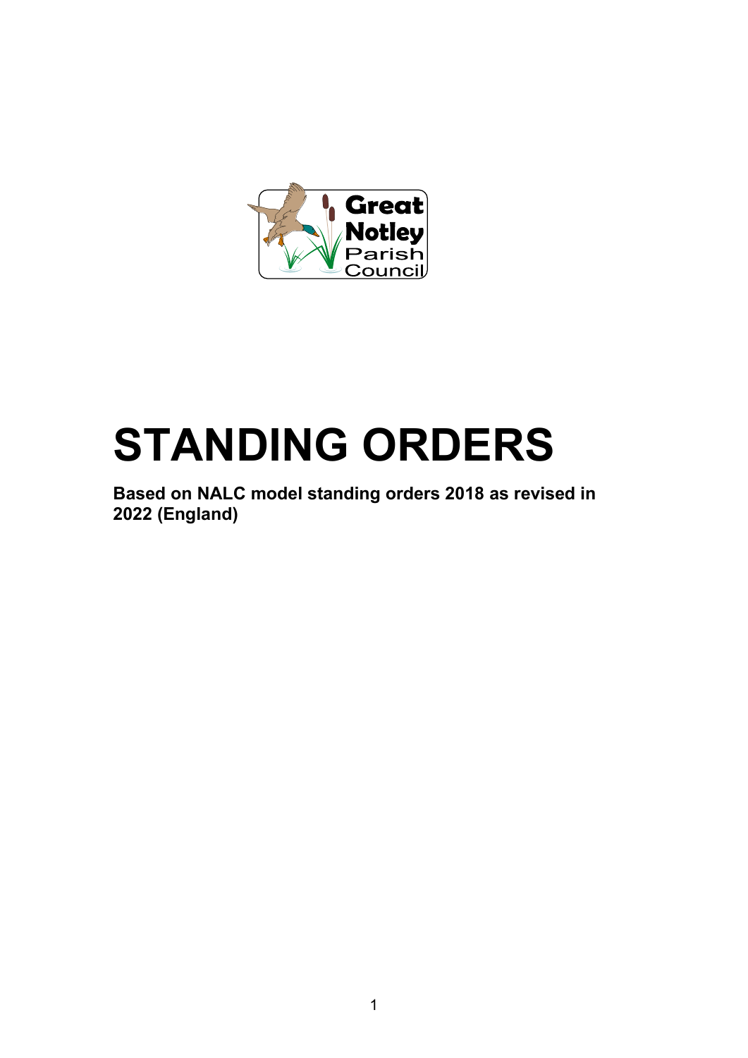Great Notley Parish Council

# STANDING ORDERS

**Based on NALC model standing orders 2018 as revised in 2022 (England)**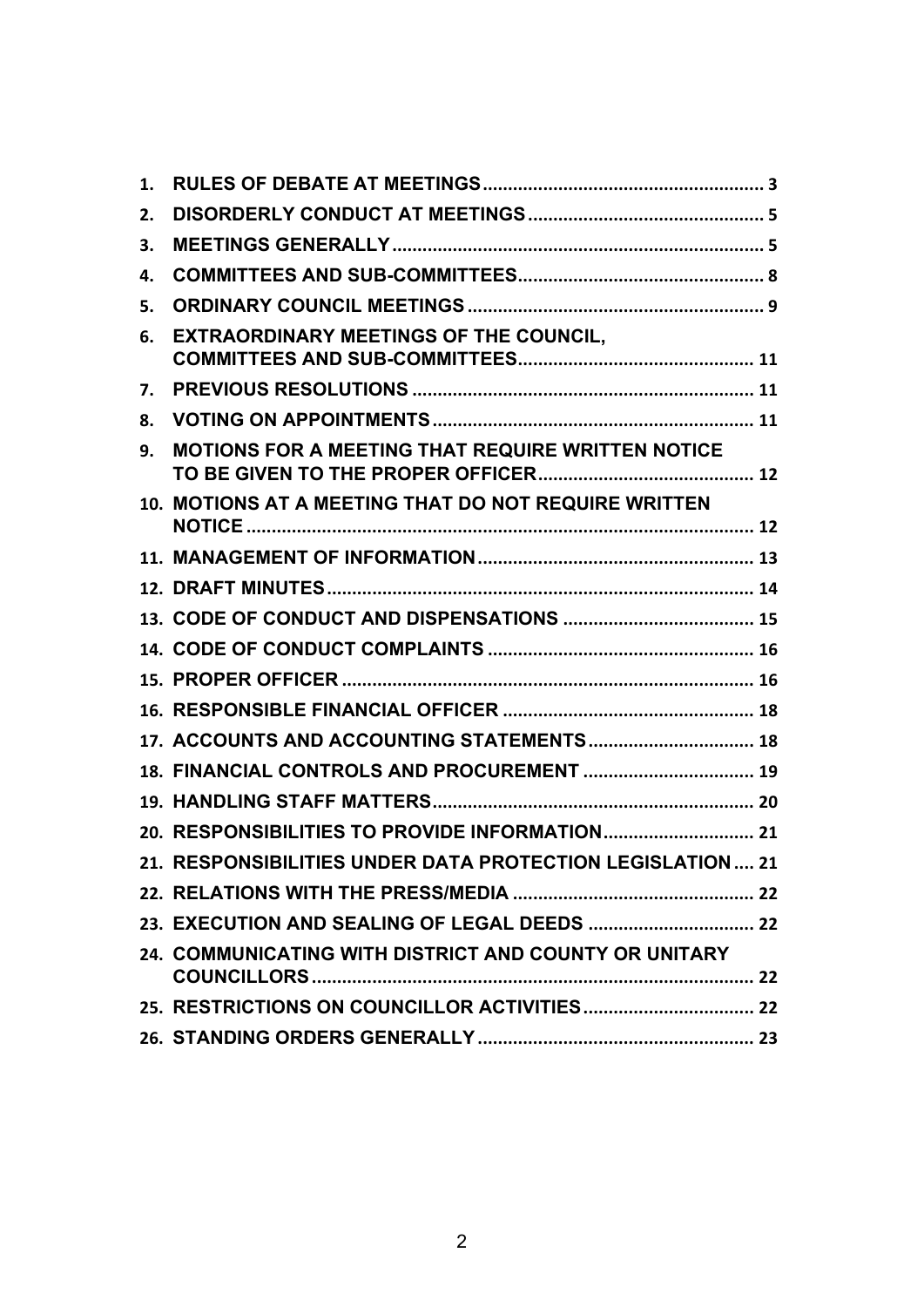1. **RULES OF DEBATE AT MEETINGS** ........................................................ 3
2. **DISORDERLY CONDUCT AT MEETINGS** ............................................... 5
3. **MEETINGS GENERALLY** ......................................................................... 5
4. **COMMITTEES AND SUB-COMMITTEES** ................................................. 8
5. **ORDINARY COUNCIL MEETINGS** .......................................................... 9
6. **EXTRAORDINARY MEETINGS OF THE COUNCIL, COMMITTEES AND SUB-COMMITTEES** ............................................... 11
7. **PREVIOUS RESOLUTIONS** .................................................................... 11
8. **VOTING ON APPOINTMENTS** ................................................................ 11
9. **MOTIONS FOR A MEETING THAT REQUIRE WRITTEN NOTICE TO BE GIVEN TO THE PROPER OFFICER** ........................................... 12
10. **MOTIONS AT A MEETING THAT DO NOT REQUIRE WRITTEN NOTICE** .................................................................................................... 12
11. **MANAGEMENT OF INFORMATION** ....................................................... 13
12. **DRAFT MINUTES** ..................................................................................... 14
13. **CODE OF CONDUCT AND DISPENSATIONS** ...................................... 15
14. **CODE OF CONDUCT COMPLAINTS** ..................................................... 16
15. **PROPER OFFICER** .................................................................................. 16
16. **RESPONSIBLE FINANCIAL OFFICER** .................................................. 18
17. **ACCOUNTS AND ACCOUNTING STATEMENTS** ................................. 18
18. **FINANCIAL CONTROLS AND PROCUREMENT** .................................. 19
19. **HANDLING STAFF MATTERS** ................................................................ 20
20. **RESPONSIBILITIES TO PROVIDE INFORMATION** .............................. 21
21. **RESPONSIBILITIES UNDER DATA PROTECTION LEGISLATION** .... 21
22. **RELATIONS WITH THE PRESS/MEDIA** ................................................ 22
23. **EXECUTION AND SEALING OF LEGAL DEEDS** ................................. 22
24. **COMMUNICATING WITH DISTRICT AND COUNTY OR UNITARY COUNCILLORS** ....................................................................................... 22
25. **RESTRICTIONS ON COUNCILLOR ACTIVITIES** .................................. 22
26. **STANDING ORDERS GENERALLY** ....................................................... 23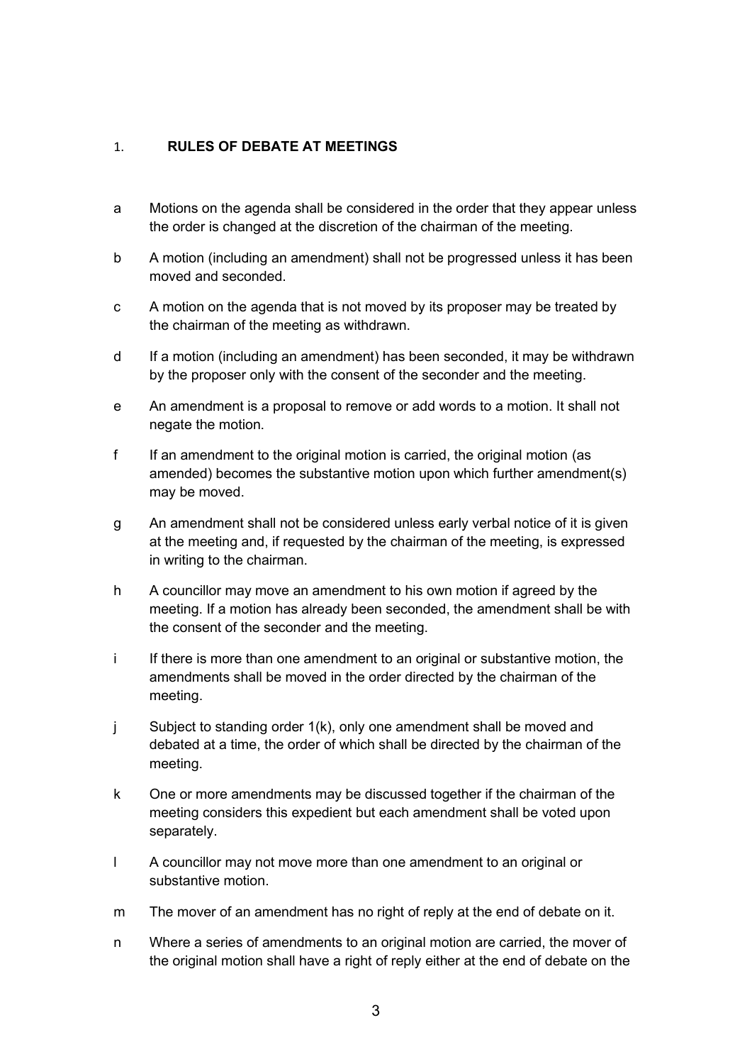## 1. RULES OF DEBATE AT MEETINGS

a Motions on the agenda shall be considered in the order that they appear unless the order is changed at the discretion of the chairman of the meeting.

b A motion (including an amendment) shall not be progressed unless it has been moved and seconded.

c A motion on the agenda that is not moved by its proposer may be treated by the chairman of the meeting as withdrawn.

d If a motion (including an amendment) has been seconded, it may be withdrawn by the proposer only with the consent of the seconder and the meeting.

e An amendment is a proposal to remove or add words to a motion. It shall not negate the motion.

f If an amendment to the original motion is carried, the original motion (as amended) becomes the substantive motion upon which further amendment(s) may be moved.

g An amendment shall not be considered unless early verbal notice of it is given at the meeting and, if requested by the chairman of the meeting, is expressed in writing to the chairman.

h A councillor may move an amendment to his own motion if agreed by the meeting. If a motion has already been seconded, the amendment shall be with the consent of the seconder and the meeting.

i If there is more than one amendment to an original or substantive motion, the amendments shall be moved in the order directed by the chairman of the meeting.

j Subject to standing order 1(k), only one amendment shall be moved and debated at a time, the order of which shall be directed by the chairman of the meeting.

k One or more amendments may be discussed together if the chairman of the meeting considers this expedient but each amendment shall be voted upon separately.

l A councillor may not move more than one amendment to an original or substantive motion.

m The mover of an amendment has no right of reply at the end of debate on it.

n Where a series of amendments to an original motion are carried, the mover of the original motion shall have a right of reply either at the end of debate on the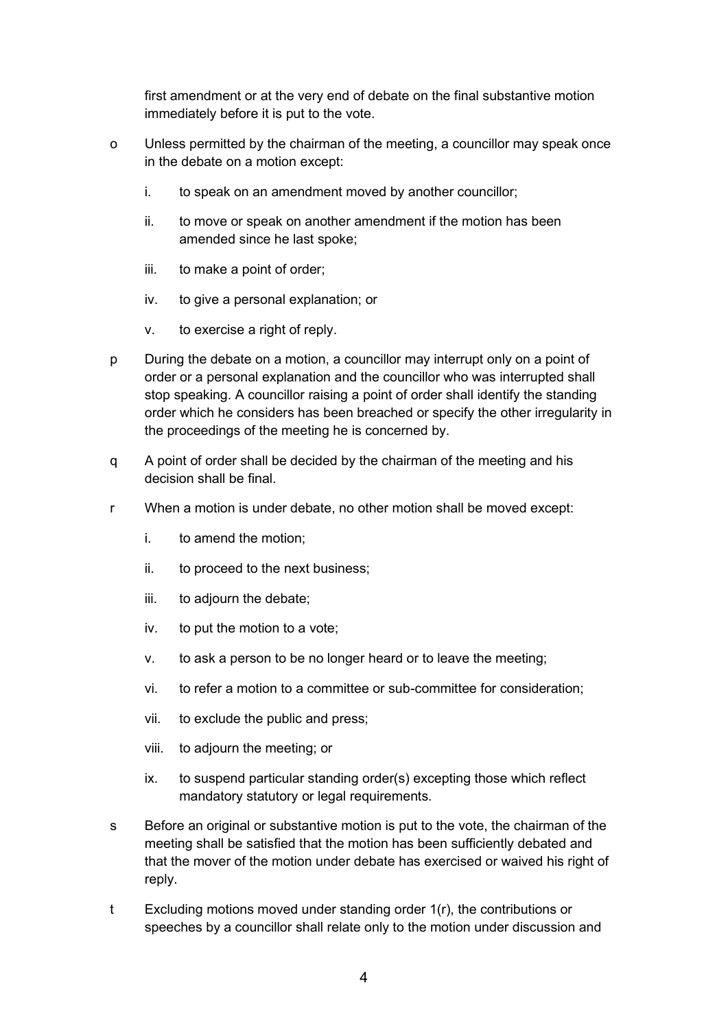first amendment or at the very end of debate on the final substantive motion immediately before it is put to the vote.

o Unless permitted by the chairman of the meeting, a councillor may speak once in the debate on a motion except:

  i. to speak on an amendment moved by another councillor;

  ii. to move or speak on another amendment if the motion has been amended since he last spoke;

  iii. to make a point of order;

  iv. to give a personal explanation; or

  v. to exercise a right of reply.

p During the debate on a motion, a councillor may interrupt only on a point of order or a personal explanation and the councillor who was interrupted shall stop speaking. A councillor raising a point of order shall identify the standing order which he considers has been breached or specify the other irregularity in the proceedings of the meeting he is concerned by.

q A point of order shall be decided by the chairman of the meeting and his decision shall be final.

r When a motion is under debate, no other motion shall be moved except:

  i. to amend the motion;

  ii. to proceed to the next business;

  iii. to adjourn the debate;

  iv. to put the motion to a vote;

  v. to ask a person to be no longer heard or to leave the meeting;

  vi. to refer a motion to a committee or sub-committee for consideration;

  vii. to exclude the public and press;

  viii. to adjourn the meeting; or

  ix. to suspend particular standing order(s) excepting those which reflect mandatory statutory or legal requirements.

s Before an original or substantive motion is put to the vote, the chairman of the meeting shall be satisfied that the motion has been sufficiently debated and that the mover of the motion under debate has exercised or waived his right of reply.

t Excluding motions moved under standing order 1(r), the contributions or speeches by a councillor shall relate only to the motion under discussion and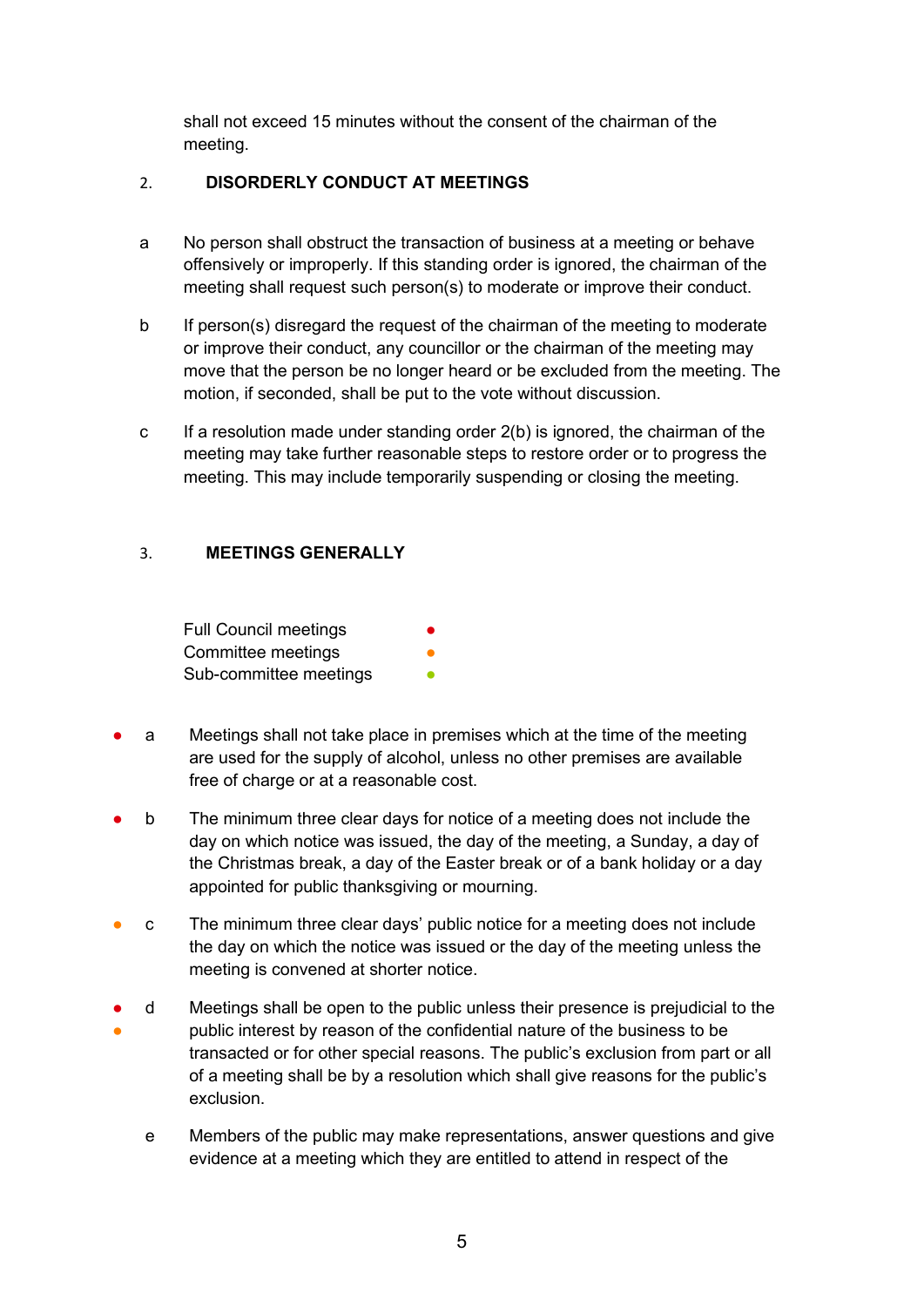shall not exceed 15 minutes without the consent of the chairman of the meeting.

## 2. DISORDERLY CONDUCT AT MEETINGS

a No person shall obstruct the transaction of business at a meeting or behave offensively or improperly. If this standing order is ignored, the chairman of the meeting shall request such person(s) to moderate or improve their conduct.

b If person(s) disregard the request of the chairman of the meeting to moderate or improve their conduct, any councillor or the chairman of the meeting may move that the person be no longer heard or be excluded from the meeting. The motion, if seconded, shall be put to the vote without discussion.

c If a resolution made under standing order 2(b) is ignored, the chairman of the meeting may take further reasonable steps to restore order or to progress the meeting. This may include temporarily suspending or closing the meeting.

## 3. MEETINGS GENERALLY

Full Council meetings ● (red)
Committee meetings ● (orange)
Sub-committee meetings ● (green)

● (red) a Meetings shall not take place in premises which at the time of the meeting are used for the supply of alcohol, unless no other premises are available free of charge or at a reasonable cost.

● (red) b The minimum three clear days for notice of a meeting does not include the day on which notice was issued, the day of the meeting, a Sunday, a day of the Christmas break, a day of the Easter break or of a bank holiday or a day appointed for public thanksgiving or mourning.

● (orange) c The minimum three clear days' public notice for a meeting does not include the day on which the notice was issued or the day of the meeting unless the meeting is convened at shorter notice.

● (red) ● (orange) d Meetings shall be open to the public unless their presence is prejudicial to the public interest by reason of the confidential nature of the business to be transacted or for other special reasons. The public's exclusion from part or all of a meeting shall be by a resolution which shall give reasons for the public's exclusion.

e Members of the public may make representations, answer questions and give evidence at a meeting which they are entitled to attend in respect of the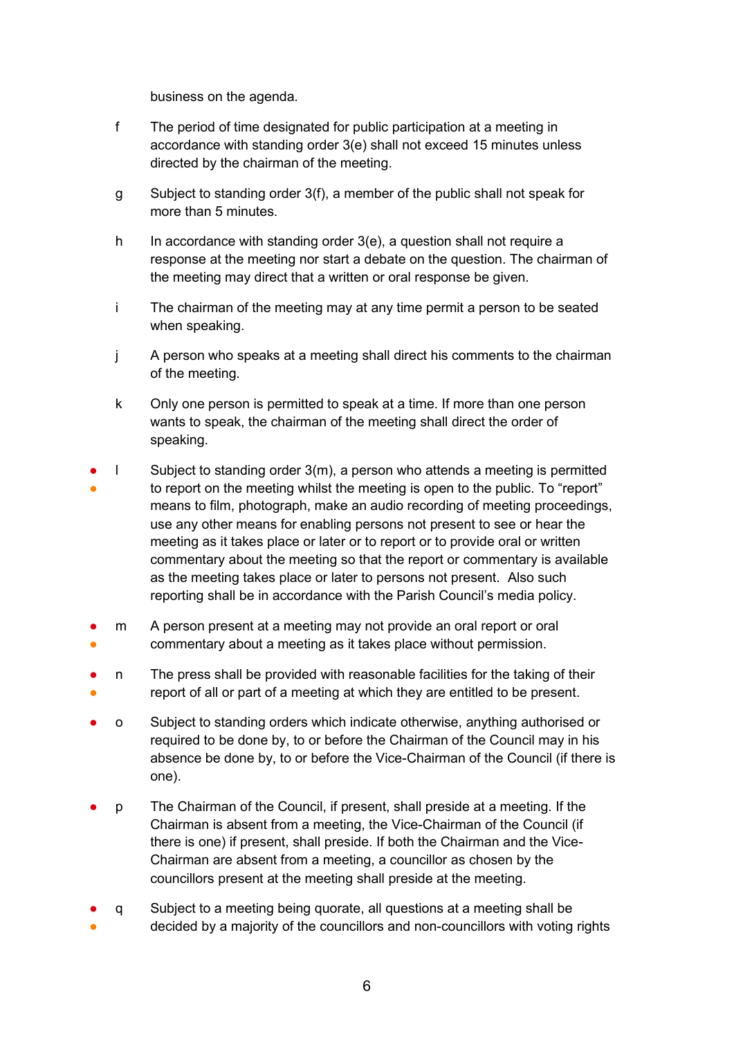business on the agenda.

f The period of time designated for public participation at a meeting in accordance with standing order 3(e) shall not exceed 15 minutes unless directed by the chairman of the meeting.

g Subject to standing order 3(f), a member of the public shall not speak for more than 5 minutes.

h In accordance with standing order 3(e), a question shall not require a response at the meeting nor start a debate on the question. The chairman of the meeting may direct that a written or oral response be given.

i The chairman of the meeting may at any time permit a person to be seated when speaking.

j A person who speaks at a meeting shall direct his comments to the chairman of the meeting.

k Only one person is permitted to speak at a time. If more than one person wants to speak, the chairman of the meeting shall direct the order of speaking.

l Subject to standing order 3(m), a person who attends a meeting is permitted to report on the meeting whilst the meeting is open to the public. To "report" means to film, photograph, make an audio recording of meeting proceedings, use any other means for enabling persons not present to see or hear the meeting as it takes place or later or to report or to provide oral or written commentary about the meeting so that the report or commentary is available as the meeting takes place or later to persons not present. Also such reporting shall be in accordance with the Parish Council's media policy.

m A person present at a meeting may not provide an oral report or oral commentary about a meeting as it takes place without permission.

n The press shall be provided with reasonable facilities for the taking of their report of all or part of a meeting at which they are entitled to be present.

o Subject to standing orders which indicate otherwise, anything authorised or required to be done by, to or before the Chairman of the Council may in his absence be done by, to or before the Vice-Chairman of the Council (if there is one).

p The Chairman of the Council, if present, shall preside at a meeting. If the Chairman is absent from a meeting, the Vice-Chairman of the Council (if there is one) if present, shall preside. If both the Chairman and the Vice-Chairman are absent from a meeting, a councillor as chosen by the councillors present at the meeting shall preside at the meeting.

q Subject to a meeting being quorate, all questions at a meeting shall be decided by a majority of the councillors and non-councillors with voting rights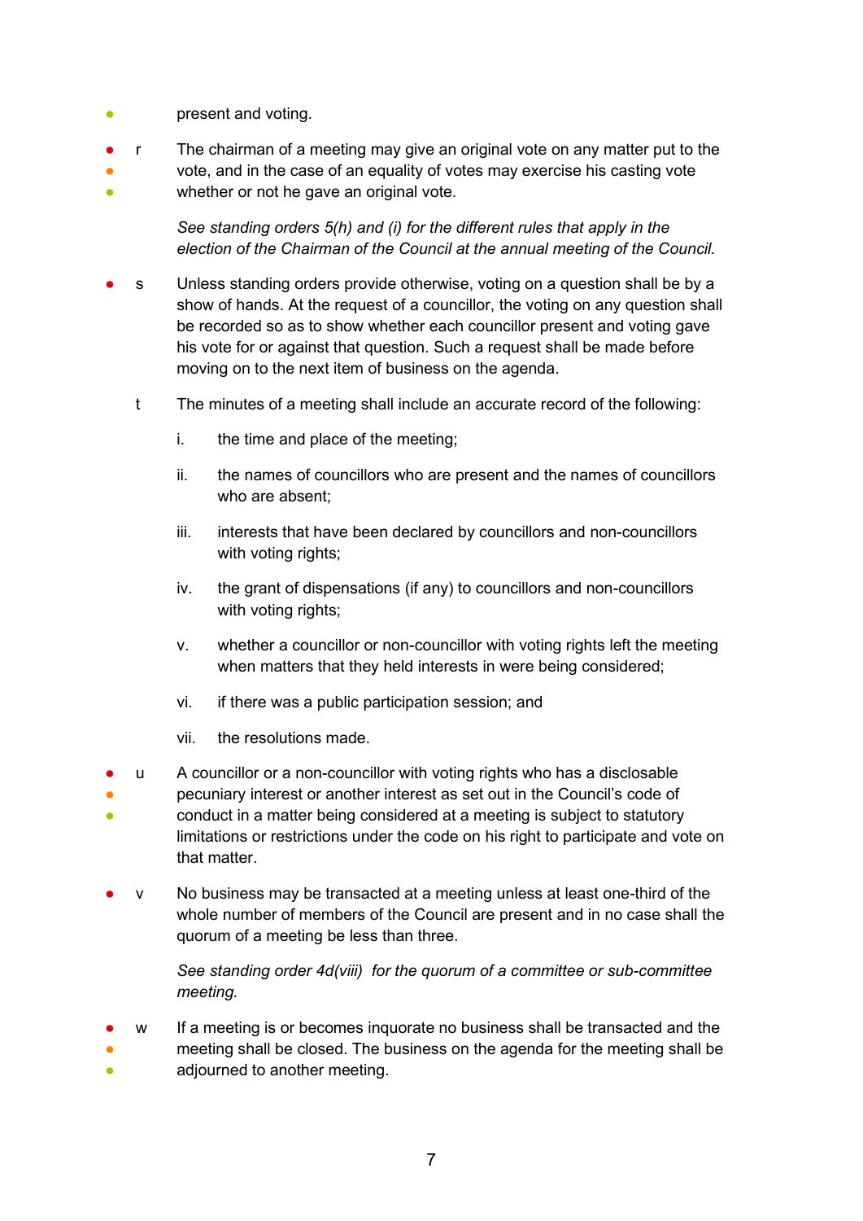present and voting.

r The chairman of a meeting may give an original vote on any matter put to the vote, and in the case of an equality of votes may exercise his casting vote whether or not he gave an original vote.

*See standing orders 5(h) and (i) for the different rules that apply in the election of the Chairman of the Council at the annual meeting of the Council.*

s Unless standing orders provide otherwise, voting on a question shall be by a show of hands. At the request of a councillor, the voting on any question shall be recorded so as to show whether each councillor present and voting gave his vote for or against that question. Such a request shall be made before moving on to the next item of business on the agenda.

t The minutes of a meeting shall include an accurate record of the following:

i. the time and place of the meeting;

ii. the names of councillors who are present and the names of councillors who are absent;

iii. interests that have been declared by councillors and non-councillors with voting rights;

iv. the grant of dispensations (if any) to councillors and non-councillors with voting rights;

v. whether a councillor or non-councillor with voting rights left the meeting when matters that they held interests in were being considered;

vi. if there was a public participation session; and

vii. the resolutions made.

u A councillor or a non-councillor with voting rights who has a disclosable pecuniary interest or another interest as set out in the Council's code of conduct in a matter being considered at a meeting is subject to statutory limitations or restrictions under the code on his right to participate and vote on that matter.

v No business may be transacted at a meeting unless at least one-third of the whole number of members of the Council are present and in no case shall the quorum of a meeting be less than three.

*See standing order 4d(viii) for the quorum of a committee or sub-committee meeting.*

w If a meeting is or becomes inquorate no business shall be transacted and the meeting shall be closed. The business on the agenda for the meeting shall be adjourned to another meeting.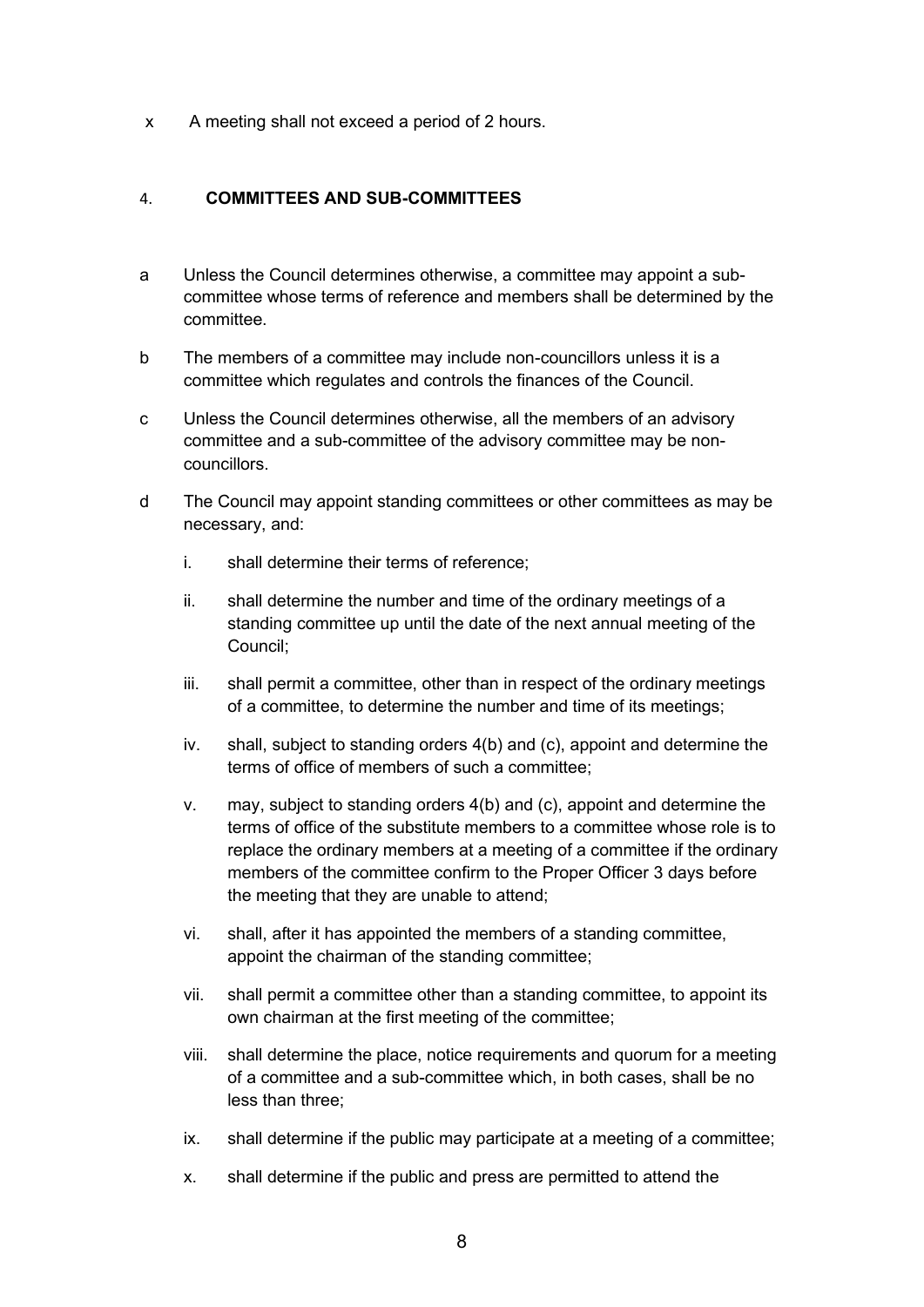x A meeting shall not exceed a period of 2 hours.

## 4. COMMITTEES AND SUB-COMMITTEES

a Unless the Council determines otherwise, a committee may appoint a sub-committee whose terms of reference and members shall be determined by the committee.

b The members of a committee may include non-councillors unless it is a committee which regulates and controls the finances of the Council.

c Unless the Council determines otherwise, all the members of an advisory committee and a sub-committee of the advisory committee may be non-councillors.

d The Council may appoint standing committees or other committees as may be necessary, and:

i. shall determine their terms of reference;

ii. shall determine the number and time of the ordinary meetings of a standing committee up until the date of the next annual meeting of the Council;

iii. shall permit a committee, other than in respect of the ordinary meetings of a committee, to determine the number and time of its meetings;

iv. shall, subject to standing orders 4(b) and (c), appoint and determine the terms of office of members of such a committee;

v. may, subject to standing orders 4(b) and (c), appoint and determine the terms of office of the substitute members to a committee whose role is to replace the ordinary members at a meeting of a committee if the ordinary members of the committee confirm to the Proper Officer 3 days before the meeting that they are unable to attend;

vi. shall, after it has appointed the members of a standing committee, appoint the chairman of the standing committee;

vii. shall permit a committee other than a standing committee, to appoint its own chairman at the first meeting of the committee;

viii. shall determine the place, notice requirements and quorum for a meeting of a committee and a sub-committee which, in both cases, shall be no less than three;

ix. shall determine if the public may participate at a meeting of a committee;

x. shall determine if the public and press are permitted to attend the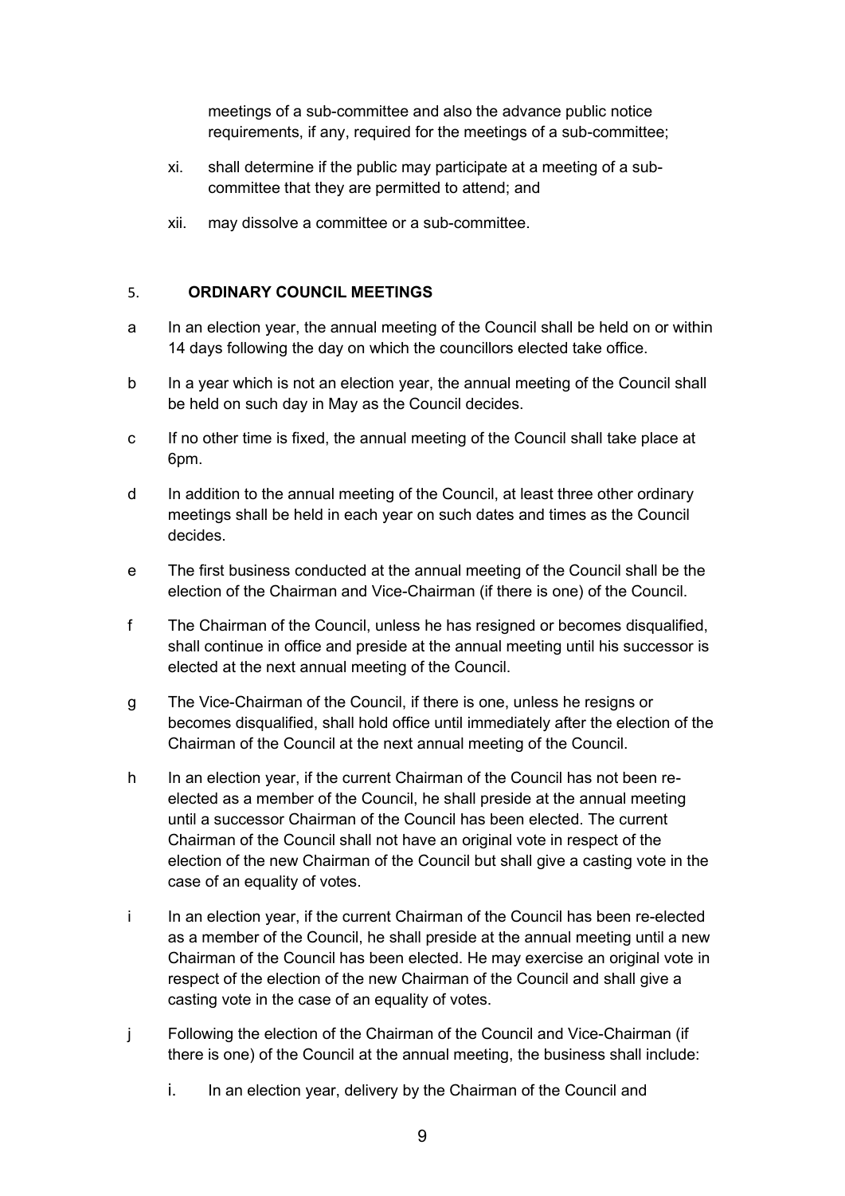meetings of a sub-committee and also the advance public notice requirements, if any, required for the meetings of a sub-committee;

xi. shall determine if the public may participate at a meeting of a sub-committee that they are permitted to attend; and

xii. may dissolve a committee or a sub-committee.

## 5. ORDINARY COUNCIL MEETINGS

a In an election year, the annual meeting of the Council shall be held on or within 14 days following the day on which the councillors elected take office.

b In a year which is not an election year, the annual meeting of the Council shall be held on such day in May as the Council decides.

c If no other time is fixed, the annual meeting of the Council shall take place at 6pm.

d In addition to the annual meeting of the Council, at least three other ordinary meetings shall be held in each year on such dates and times as the Council decides.

e The first business conducted at the annual meeting of the Council shall be the election of the Chairman and Vice-Chairman (if there is one) of the Council.

f The Chairman of the Council, unless he has resigned or becomes disqualified, shall continue in office and preside at the annual meeting until his successor is elected at the next annual meeting of the Council.

g The Vice-Chairman of the Council, if there is one, unless he resigns or becomes disqualified, shall hold office until immediately after the election of the Chairman of the Council at the next annual meeting of the Council.

h In an election year, if the current Chairman of the Council has not been re-elected as a member of the Council, he shall preside at the annual meeting until a successor Chairman of the Council has been elected. The current Chairman of the Council shall not have an original vote in respect of the election of the new Chairman of the Council but shall give a casting vote in the case of an equality of votes.

i In an election year, if the current Chairman of the Council has been re-elected as a member of the Council, he shall preside at the annual meeting until a new Chairman of the Council has been elected. He may exercise an original vote in respect of the election of the new Chairman of the Council and shall give a casting vote in the case of an equality of votes.

j Following the election of the Chairman of the Council and Vice-Chairman (if there is one) of the Council at the annual meeting, the business shall include:

i. In an election year, delivery by the Chairman of the Council and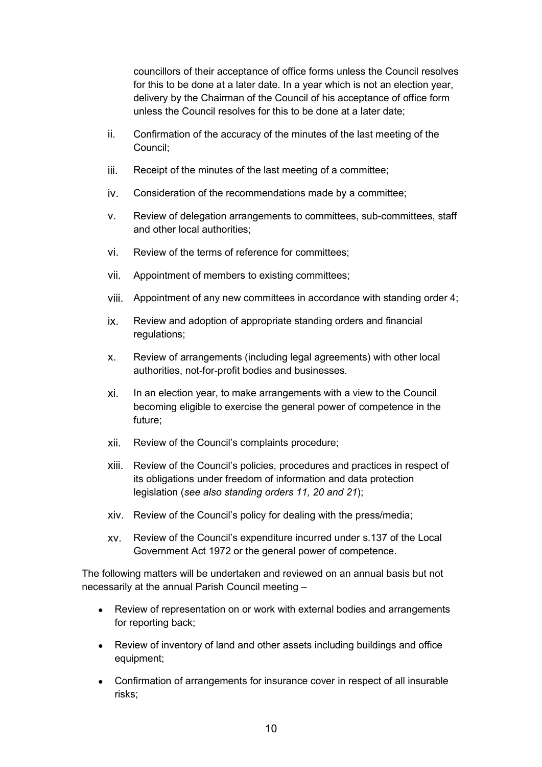councillors of their acceptance of office forms unless the Council resolves for this to be done at a later date. In a year which is not an election year, delivery by the Chairman of the Council of his acceptance of office form unless the Council resolves for this to be done at a later date;

ii. Confirmation of the accuracy of the minutes of the last meeting of the Council;

iii. Receipt of the minutes of the last meeting of a committee;

iv. Consideration of the recommendations made by a committee;

v. Review of delegation arrangements to committees, sub-committees, staff and other local authorities;

vi. Review of the terms of reference for committees;

vii. Appointment of members to existing committees;

viii. Appointment of any new committees in accordance with standing order 4;

ix. Review and adoption of appropriate standing orders and financial regulations;

x. Review of arrangements (including legal agreements) with other local authorities, not-for-profit bodies and businesses.

xi. In an election year, to make arrangements with a view to the Council becoming eligible to exercise the general power of competence in the future;

xii. Review of the Council's complaints procedure;

xiii. Review of the Council's policies, procedures and practices in respect of its obligations under freedom of information and data protection legislation (*see also standing orders 11, 20 and 21*);

xiv. Review of the Council's policy for dealing with the press/media;

xv. Review of the Council's expenditure incurred under s.137 of the Local Government Act 1972 or the general power of competence.

The following matters will be undertaken and reviewed on an annual basis but not necessarily at the annual Parish Council meeting –

- Review of representation on or work with external bodies and arrangements for reporting back;
- Review of inventory of land and other assets including buildings and office equipment;
- Confirmation of arrangements for insurance cover in respect of all insurable risks;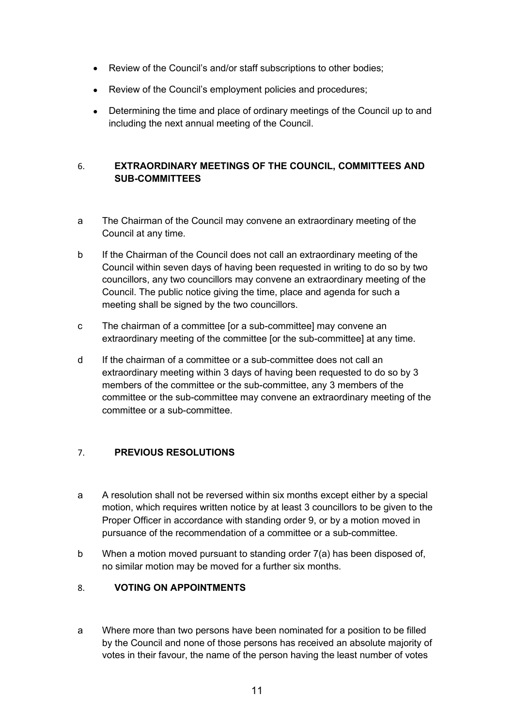- Review of the Council's and/or staff subscriptions to other bodies;
- Review of the Council's employment policies and procedures;
- Determining the time and place of ordinary meetings of the Council up to and including the next annual meeting of the Council.

## 6. EXTRAORDINARY MEETINGS OF THE COUNCIL, COMMITTEES AND SUB-COMMITTEES

a The Chairman of the Council may convene an extraordinary meeting of the Council at any time.

b If the Chairman of the Council does not call an extraordinary meeting of the Council within seven days of having been requested in writing to do so by two councillors, any two councillors may convene an extraordinary meeting of the Council. The public notice giving the time, place and agenda for such a meeting shall be signed by the two councillors.

c The chairman of a committee [or a sub-committee] may convene an extraordinary meeting of the committee [or the sub-committee] at any time.

d If the chairman of a committee or a sub-committee does not call an extraordinary meeting within 3 days of having been requested to do so by 3 members of the committee or the sub-committee, any 3 members of the committee or the sub-committee may convene an extraordinary meeting of the committee or a sub-committee.

## 7. PREVIOUS RESOLUTIONS

a A resolution shall not be reversed within six months except either by a special motion, which requires written notice by at least 3 councillors to be given to the Proper Officer in accordance with standing order 9, or by a motion moved in pursuance of the recommendation of a committee or a sub-committee.

b When a motion moved pursuant to standing order 7(a) has been disposed of, no similar motion may be moved for a further six months.

## 8. VOTING ON APPOINTMENTS

a Where more than two persons have been nominated for a position to be filled by the Council and none of those persons has received an absolute majority of votes in their favour, the name of the person having the least number of votes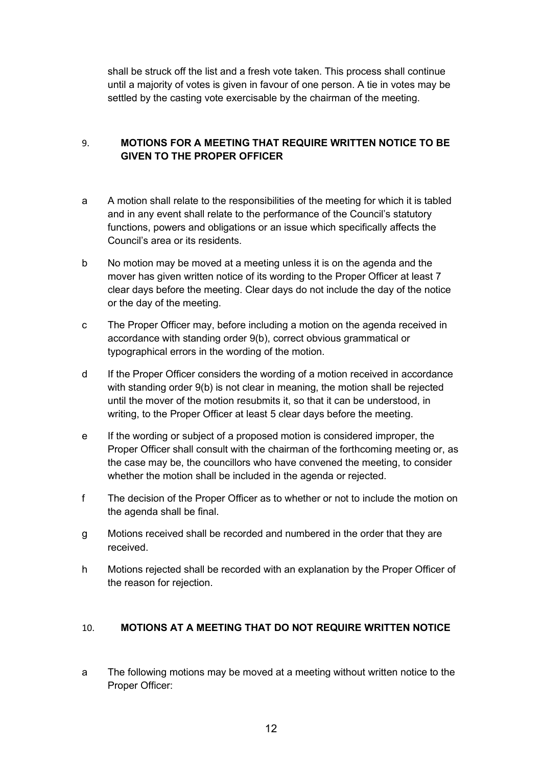shall be struck off the list and a fresh vote taken. This process shall continue until a majority of votes is given in favour of one person. A tie in votes may be settled by the casting vote exercisable by the chairman of the meeting.

## 9. MOTIONS FOR A MEETING THAT REQUIRE WRITTEN NOTICE TO BE GIVEN TO THE PROPER OFFICER

a A motion shall relate to the responsibilities of the meeting for which it is tabled and in any event shall relate to the performance of the Council's statutory functions, powers and obligations or an issue which specifically affects the Council's area or its residents.

b No motion may be moved at a meeting unless it is on the agenda and the mover has given written notice of its wording to the Proper Officer at least 7 clear days before the meeting. Clear days do not include the day of the notice or the day of the meeting.

c The Proper Officer may, before including a motion on the agenda received in accordance with standing order 9(b), correct obvious grammatical or typographical errors in the wording of the motion.

d If the Proper Officer considers the wording of a motion received in accordance with standing order 9(b) is not clear in meaning, the motion shall be rejected until the mover of the motion resubmits it, so that it can be understood, in writing, to the Proper Officer at least 5 clear days before the meeting.

e If the wording or subject of a proposed motion is considered improper, the Proper Officer shall consult with the chairman of the forthcoming meeting or, as the case may be, the councillors who have convened the meeting, to consider whether the motion shall be included in the agenda or rejected.

f The decision of the Proper Officer as to whether or not to include the motion on the agenda shall be final.

g Motions received shall be recorded and numbered in the order that they are received.

h Motions rejected shall be recorded with an explanation by the Proper Officer of the reason for rejection.

## 10. MOTIONS AT A MEETING THAT DO NOT REQUIRE WRITTEN NOTICE

a The following motions may be moved at a meeting without written notice to the Proper Officer: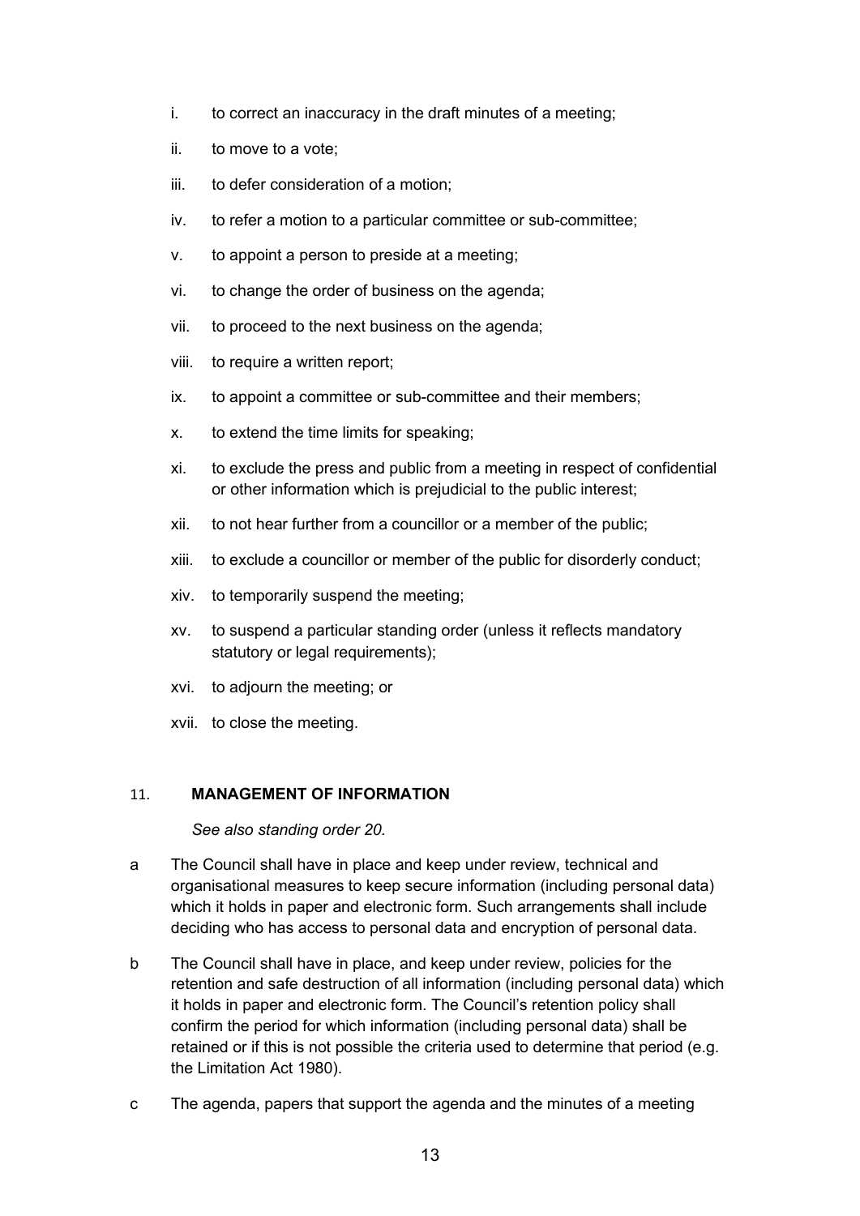i. to correct an inaccuracy in the draft minutes of a meeting;

ii. to move to a vote;

iii. to defer consideration of a motion;

iv. to refer a motion to a particular committee or sub-committee;

v. to appoint a person to preside at a meeting;

vi. to change the order of business on the agenda;

vii. to proceed to the next business on the agenda;

viii. to require a written report;

ix. to appoint a committee or sub-committee and their members;

x. to extend the time limits for speaking;

xi. to exclude the press and public from a meeting in respect of confidential or other information which is prejudicial to the public interest;

xii. to not hear further from a councillor or a member of the public;

xiii. to exclude a councillor or member of the public for disorderly conduct;

xiv. to temporarily suspend the meeting;

xv. to suspend a particular standing order (unless it reflects mandatory statutory or legal requirements);

xvi. to adjourn the meeting; or

xvii. to close the meeting.

## 11. MANAGEMENT OF INFORMATION

*See also standing order 20.*

a The Council shall have in place and keep under review, technical and organisational measures to keep secure information (including personal data) which it holds in paper and electronic form. Such arrangements shall include deciding who has access to personal data and encryption of personal data.

b The Council shall have in place, and keep under review, policies for the retention and safe destruction of all information (including personal data) which it holds in paper and electronic form. The Council's retention policy shall confirm the period for which information (including personal data) shall be retained or if this is not possible the criteria used to determine that period (e.g. the Limitation Act 1980).

c The agenda, papers that support the agenda and the minutes of a meeting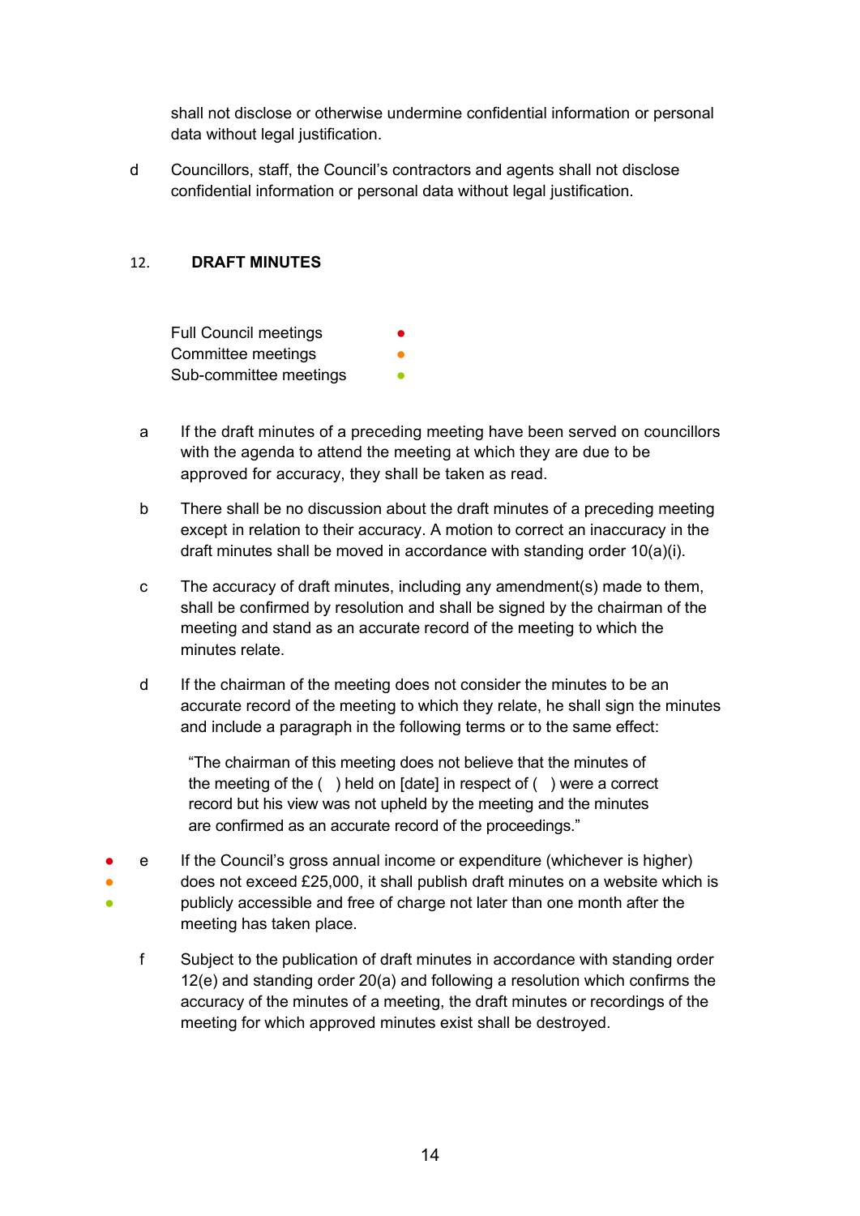shall not disclose or otherwise undermine confidential information or personal data without legal justification.

d Councillors, staff, the Council's contractors and agents shall not disclose confidential information or personal data without legal justification.

## 12. DRAFT MINUTES

Full Council meetings ●
Committee meetings ●
Sub-committee meetings ●

a If the draft minutes of a preceding meeting have been served on councillors with the agenda to attend the meeting at which they are due to be approved for accuracy, they shall be taken as read.

b There shall be no discussion about the draft minutes of a preceding meeting except in relation to their accuracy. A motion to correct an inaccuracy in the draft minutes shall be moved in accordance with standing order 10(a)(i).

c The accuracy of draft minutes, including any amendment(s) made to them, shall be confirmed by resolution and shall be signed by the chairman of the meeting and stand as an accurate record of the meeting to which the minutes relate.

d If the chairman of the meeting does not consider the minutes to be an accurate record of the meeting to which they relate, he shall sign the minutes and include a paragraph in the following terms or to the same effect:

> "The chairman of this meeting does not believe that the minutes of the meeting of the ( ) held on [date] in respect of ( ) were a correct record but his view was not upheld by the meeting and the minutes are confirmed as an accurate record of the proceedings."

● ● ● e If the Council's gross annual income or expenditure (whichever is higher) does not exceed £25,000, it shall publish draft minutes on a website which is publicly accessible and free of charge not later than one month after the meeting has taken place.

f Subject to the publication of draft minutes in accordance with standing order 12(e) and standing order 20(a) and following a resolution which confirms the accuracy of the minutes of a meeting, the draft minutes or recordings of the meeting for which approved minutes exist shall be destroyed.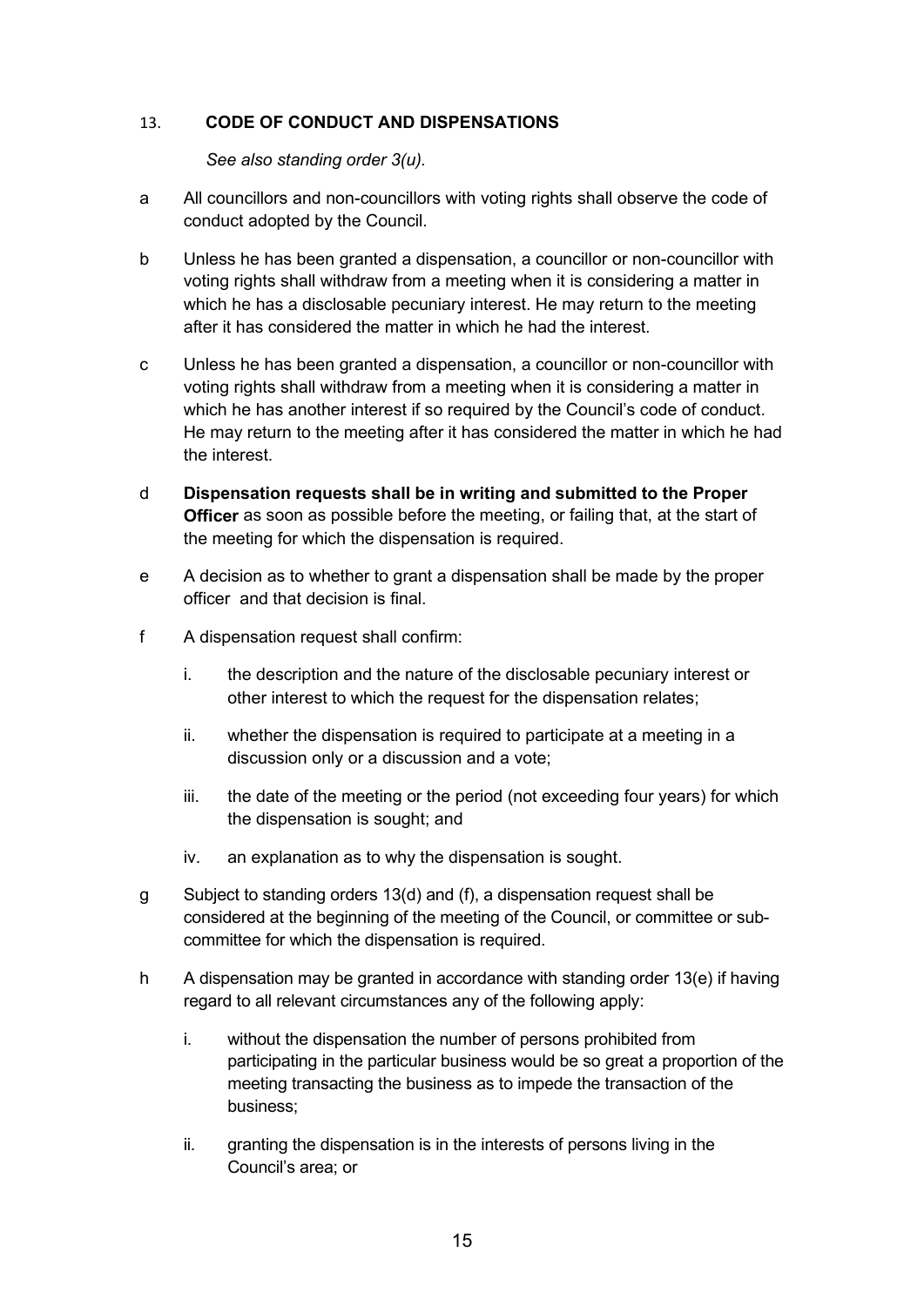## 13. CODE OF CONDUCT AND DISPENSATIONS

*See also standing order 3(u).*

a All councillors and non-councillors with voting rights shall observe the code of conduct adopted by the Council.

b Unless he has been granted a dispensation, a councillor or non-councillor with voting rights shall withdraw from a meeting when it is considering a matter in which he has a disclosable pecuniary interest. He may return to the meeting after it has considered the matter in which he had the interest.

c Unless he has been granted a dispensation, a councillor or non-councillor with voting rights shall withdraw from a meeting when it is considering a matter in which he has another interest if so required by the Council's code of conduct. He may return to the meeting after it has considered the matter in which he had the interest.

d **Dispensation requests shall be in writing and submitted to the Proper Officer** as soon as possible before the meeting, or failing that, at the start of the meeting for which the dispensation is required.

e A decision as to whether to grant a dispensation shall be made by the proper officer and that decision is final.

f A dispensation request shall confirm:

i. the description and the nature of the disclosable pecuniary interest or other interest to which the request for the dispensation relates;

ii. whether the dispensation is required to participate at a meeting in a discussion only or a discussion and a vote;

iii. the date of the meeting or the period (not exceeding four years) for which the dispensation is sought; and

iv. an explanation as to why the dispensation is sought.

g Subject to standing orders 13(d) and (f), a dispensation request shall be considered at the beginning of the meeting of the Council, or committee or sub-committee for which the dispensation is required.

h A dispensation may be granted in accordance with standing order 13(e) if having regard to all relevant circumstances any of the following apply:

i. without the dispensation the number of persons prohibited from participating in the particular business would be so great a proportion of the meeting transacting the business as to impede the transaction of the business;

ii. granting the dispensation is in the interests of persons living in the Council's area; or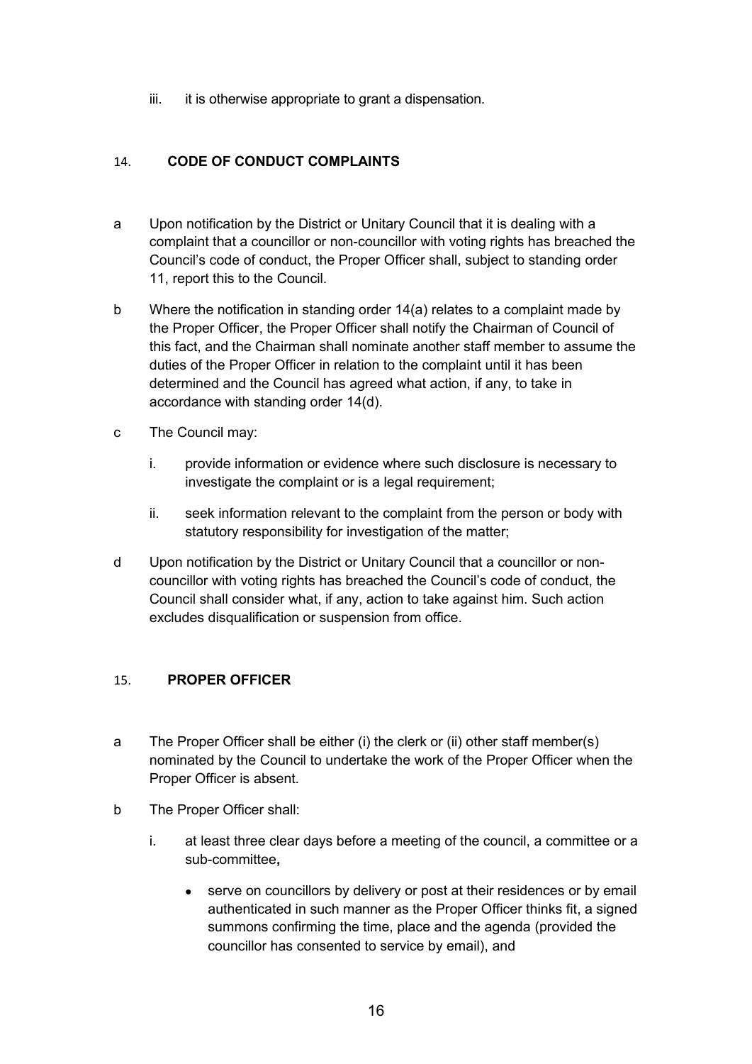iii. it is otherwise appropriate to grant a dispensation.

## 14. CODE OF CONDUCT COMPLAINTS

a Upon notification by the District or Unitary Council that it is dealing with a complaint that a councillor or non-councillor with voting rights has breached the Council's code of conduct, the Proper Officer shall, subject to standing order 11, report this to the Council.

b Where the notification in standing order 14(a) relates to a complaint made by the Proper Officer, the Proper Officer shall notify the Chairman of Council of this fact, and the Chairman shall nominate another staff member to assume the duties of the Proper Officer in relation to the complaint until it has been determined and the Council has agreed what action, if any, to take in accordance with standing order 14(d).

c The Council may:

   i. provide information or evidence where such disclosure is necessary to investigate the complaint or is a legal requirement;

   ii. seek information relevant to the complaint from the person or body with statutory responsibility for investigation of the matter;

d Upon notification by the District or Unitary Council that a councillor or non-councillor with voting rights has breached the Council's code of conduct, the Council shall consider what, if any, action to take against him. Such action excludes disqualification or suspension from office.

## 15. PROPER OFFICER

a The Proper Officer shall be either (i) the clerk or (ii) other staff member(s) nominated by the Council to undertake the work of the Proper Officer when the Proper Officer is absent.

b The Proper Officer shall:

   i. at least three clear days before a meeting of the council, a committee or a sub-committee**,**

      - serve on councillors by delivery or post at their residences or by email authenticated in such manner as the Proper Officer thinks fit, a signed summons confirming the time, place and the agenda (provided the councillor has consented to service by email), and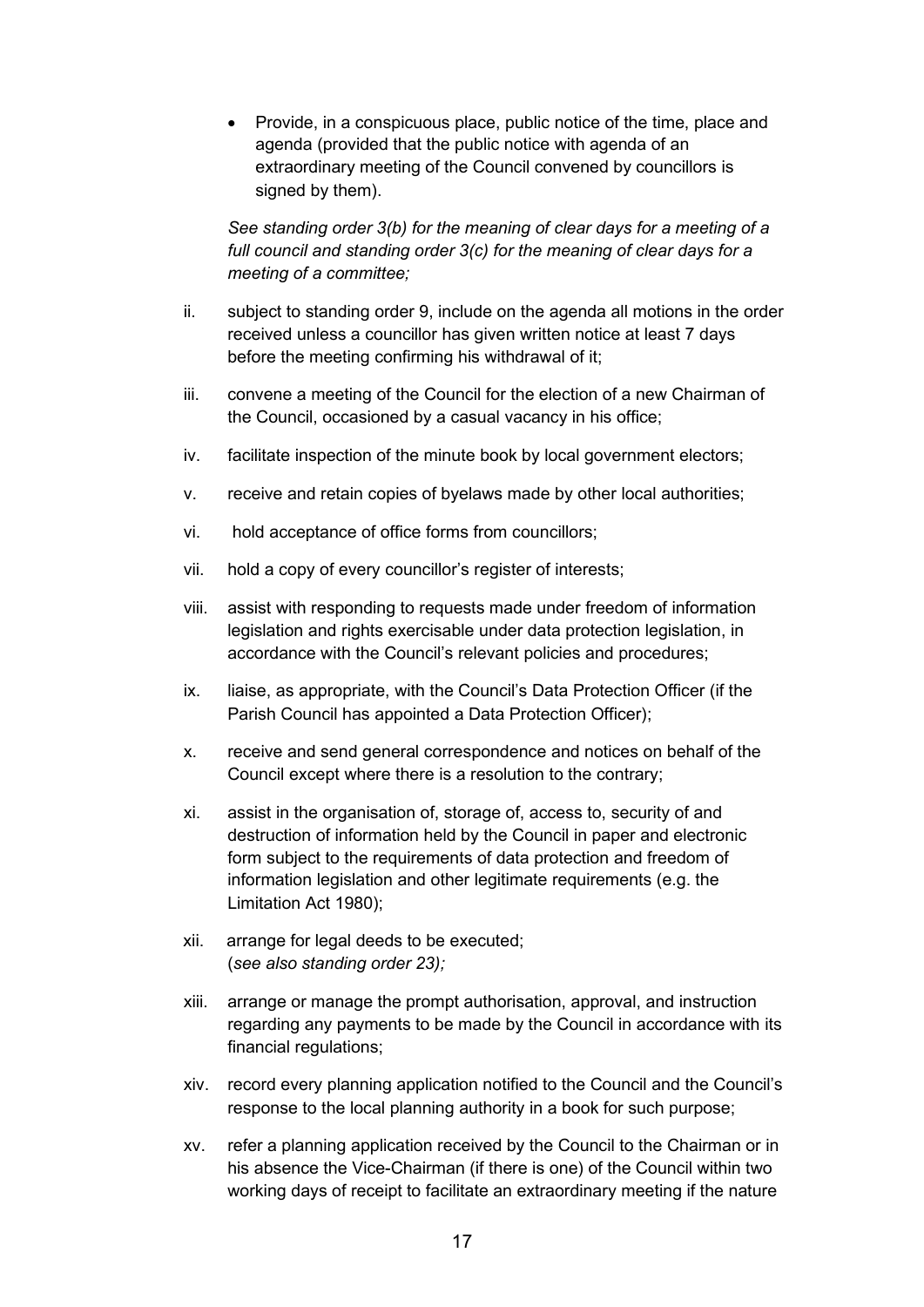- Provide, in a conspicuous place, public notice of the time, place and agenda (provided that the public notice with agenda of an extraordinary meeting of the Council convened by councillors is signed by them).

  *See standing order 3(b) for the meaning of clear days for a meeting of a full council and standing order 3(c) for the meaning of clear days for a meeting of a committee;*

ii. subject to standing order 9, include on the agenda all motions in the order received unless a councillor has given written notice at least 7 days before the meeting confirming his withdrawal of it;

iii. convene a meeting of the Council for the election of a new Chairman of the Council, occasioned by a casual vacancy in his office;

iv. facilitate inspection of the minute book by local government electors;

v. receive and retain copies of byelaws made by other local authorities;

vi. hold acceptance of office forms from councillors;

vii. hold a copy of every councillor's register of interests;

viii. assist with responding to requests made under freedom of information legislation and rights exercisable under data protection legislation, in accordance with the Council's relevant policies and procedures;

ix. liaise, as appropriate, with the Council's Data Protection Officer (if the Parish Council has appointed a Data Protection Officer);

x. receive and send general correspondence and notices on behalf of the Council except where there is a resolution to the contrary;

xi. assist in the organisation of, storage of, access to, security of and destruction of information held by the Council in paper and electronic form subject to the requirements of data protection and freedom of information legislation and other legitimate requirements (e.g. the Limitation Act 1980);

xii. arrange for legal deeds to be executed;
(*see also standing order 23);*

xiii. arrange or manage the prompt authorisation, approval, and instruction regarding any payments to be made by the Council in accordance with its financial regulations;

xiv. record every planning application notified to the Council and the Council's response to the local planning authority in a book for such purpose;

xv. refer a planning application received by the Council to the Chairman or in his absence the Vice-Chairman (if there is one) of the Council within two working days of receipt to facilitate an extraordinary meeting if the nature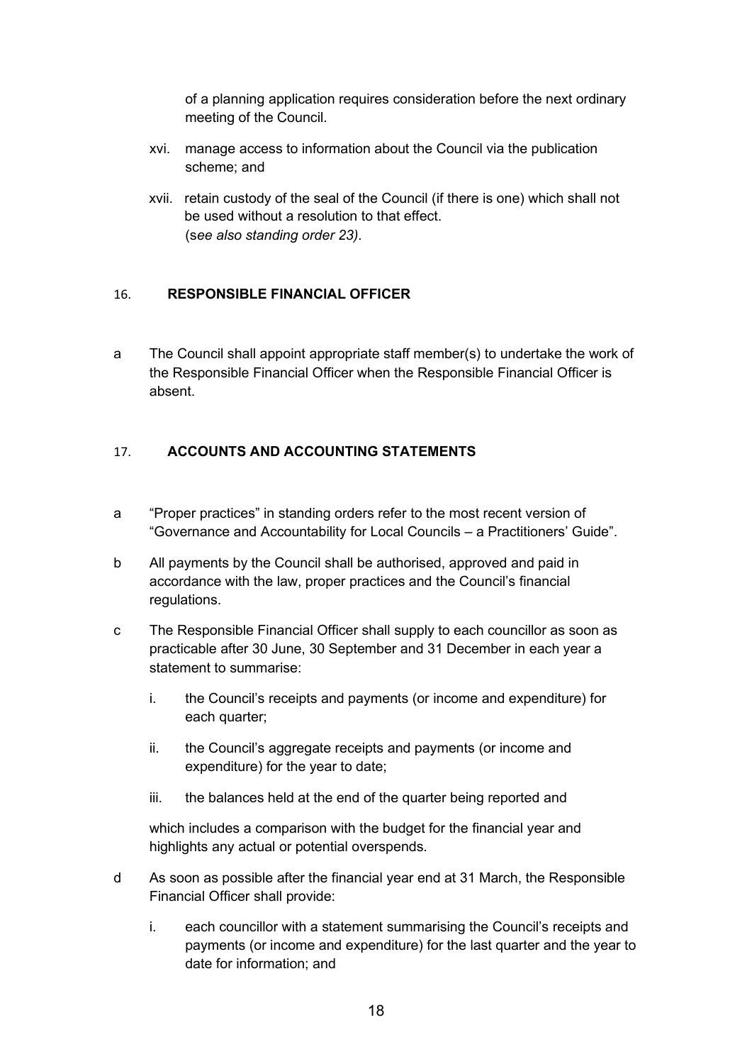of a planning application requires consideration before the next ordinary meeting of the Council.

xvi. manage access to information about the Council via the publication scheme; and

xvii. retain custody of the seal of the Council (if there is one) which shall not be used without a resolution to that effect.
(*see also standing order 23).*

## 16. RESPONSIBLE FINANCIAL OFFICER

a The Council shall appoint appropriate staff member(s) to undertake the work of the Responsible Financial Officer when the Responsible Financial Officer is absent.

## 17. ACCOUNTS AND ACCOUNTING STATEMENTS

a "Proper practices" in standing orders refer to the most recent version of "Governance and Accountability for Local Councils – a Practitioners' Guide".

b All payments by the Council shall be authorised, approved and paid in accordance with the law, proper practices and the Council's financial regulations.

c The Responsible Financial Officer shall supply to each councillor as soon as practicable after 30 June, 30 September and 31 December in each year a statement to summarise:

   i. the Council's receipts and payments (or income and expenditure) for each quarter;

   ii. the Council's aggregate receipts and payments (or income and expenditure) for the year to date;

   iii. the balances held at the end of the quarter being reported and

   which includes a comparison with the budget for the financial year and highlights any actual or potential overspends.

d As soon as possible after the financial year end at 31 March, the Responsible Financial Officer shall provide:

   i. each councillor with a statement summarising the Council's receipts and payments (or income and expenditure) for the last quarter and the year to date for information; and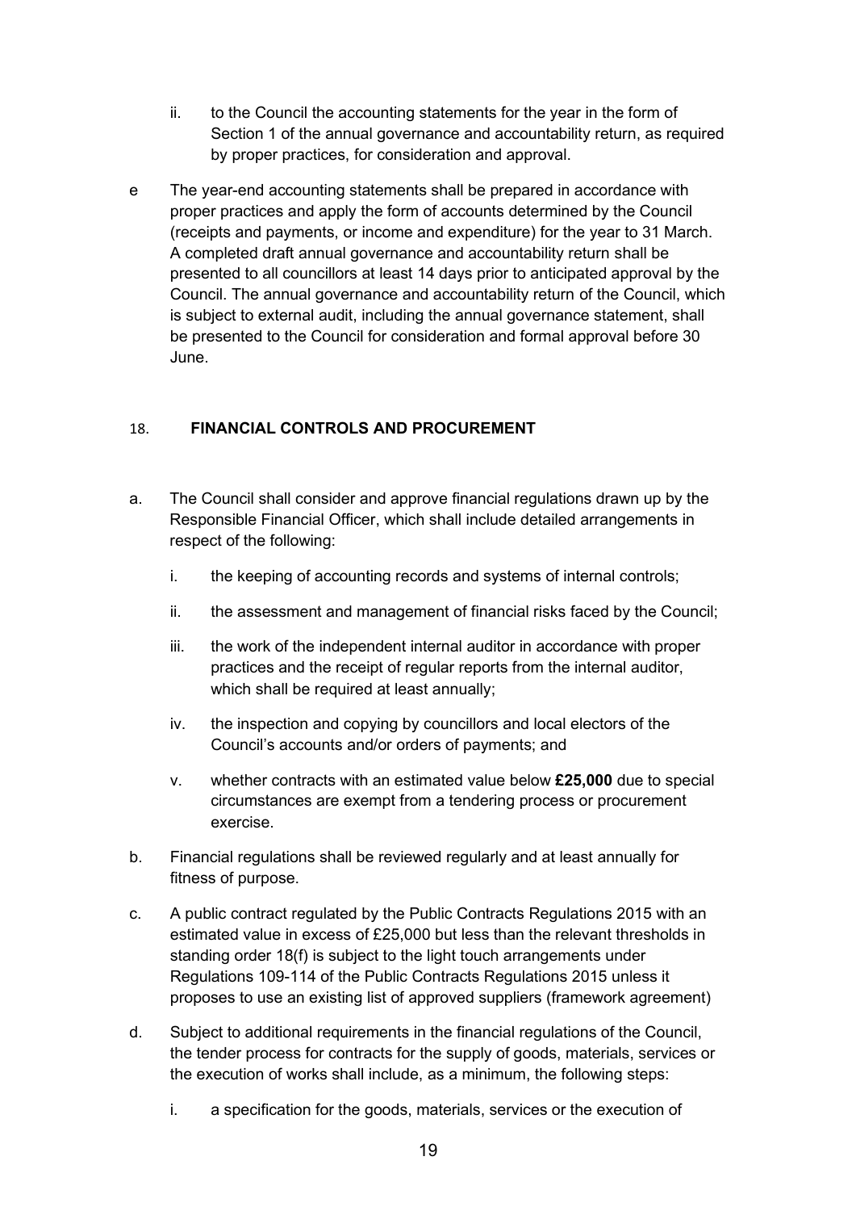ii. to the Council the accounting statements for the year in the form of Section 1 of the annual governance and accountability return, as required by proper practices, for consideration and approval.

e The year-end accounting statements shall be prepared in accordance with proper practices and apply the form of accounts determined by the Council (receipts and payments, or income and expenditure) for the year to 31 March. A completed draft annual governance and accountability return shall be presented to all councillors at least 14 days prior to anticipated approval by the Council. The annual governance and accountability return of the Council, which is subject to external audit, including the annual governance statement, shall be presented to the Council for consideration and formal approval before 30 June.

## 18. FINANCIAL CONTROLS AND PROCUREMENT

a. The Council shall consider and approve financial regulations drawn up by the Responsible Financial Officer, which shall include detailed arrangements in respect of the following:

   i. the keeping of accounting records and systems of internal controls;

   ii. the assessment and management of financial risks faced by the Council;

   iii. the work of the independent internal auditor in accordance with proper practices and the receipt of regular reports from the internal auditor, which shall be required at least annually;

   iv. the inspection and copying by councillors and local electors of the Council's accounts and/or orders of payments; and

   v. whether contracts with an estimated value below **£25,000** due to special circumstances are exempt from a tendering process or procurement exercise.

b. Financial regulations shall be reviewed regularly and at least annually for fitness of purpose.

c. A public contract regulated by the Public Contracts Regulations 2015 with an estimated value in excess of £25,000 but less than the relevant thresholds in standing order 18(f) is subject to the light touch arrangements under Regulations 109-114 of the Public Contracts Regulations 2015 unless it proposes to use an existing list of approved suppliers (framework agreement)

d. Subject to additional requirements in the financial regulations of the Council, the tender process for contracts for the supply of goods, materials, services or the execution of works shall include, as a minimum, the following steps:

   i. a specification for the goods, materials, services or the execution of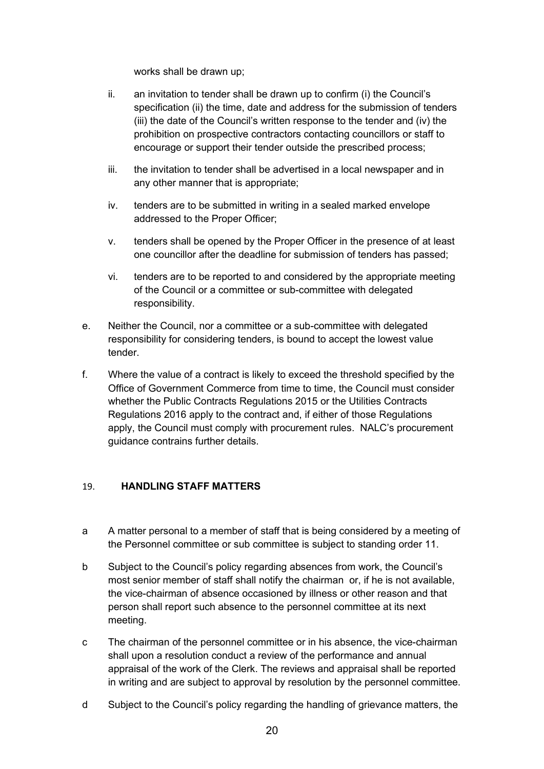works shall be drawn up;

ii. an invitation to tender shall be drawn up to confirm (i) the Council's specification (ii) the time, date and address for the submission of tenders (iii) the date of the Council's written response to the tender and (iv) the prohibition on prospective contractors contacting councillors or staff to encourage or support their tender outside the prescribed process;

iii. the invitation to tender shall be advertised in a local newspaper and in any other manner that is appropriate;

iv. tenders are to be submitted in writing in a sealed marked envelope addressed to the Proper Officer;

v. tenders shall be opened by the Proper Officer in the presence of at least one councillor after the deadline for submission of tenders has passed;

vi. tenders are to be reported to and considered by the appropriate meeting of the Council or a committee or sub-committee with delegated responsibility.

e. Neither the Council, nor a committee or a sub-committee with delegated responsibility for considering tenders, is bound to accept the lowest value tender.

f. Where the value of a contract is likely to exceed the threshold specified by the Office of Government Commerce from time to time, the Council must consider whether the Public Contracts Regulations 2015 or the Utilities Contracts Regulations 2016 apply to the contract and, if either of those Regulations apply, the Council must comply with procurement rules. NALC's procurement guidance contrains further details.

## 19. HANDLING STAFF MATTERS

a A matter personal to a member of staff that is being considered by a meeting of the Personnel committee or sub committee is subject to standing order 11.

b Subject to the Council's policy regarding absences from work, the Council's most senior member of staff shall notify the chairman or, if he is not available, the vice-chairman of absence occasioned by illness or other reason and that person shall report such absence to the personnel committee at its next meeting.

c The chairman of the personnel committee or in his absence, the vice-chairman shall upon a resolution conduct a review of the performance and annual appraisal of the work of the Clerk. The reviews and appraisal shall be reported in writing and are subject to approval by resolution by the personnel committee.

d Subject to the Council's policy regarding the handling of grievance matters, the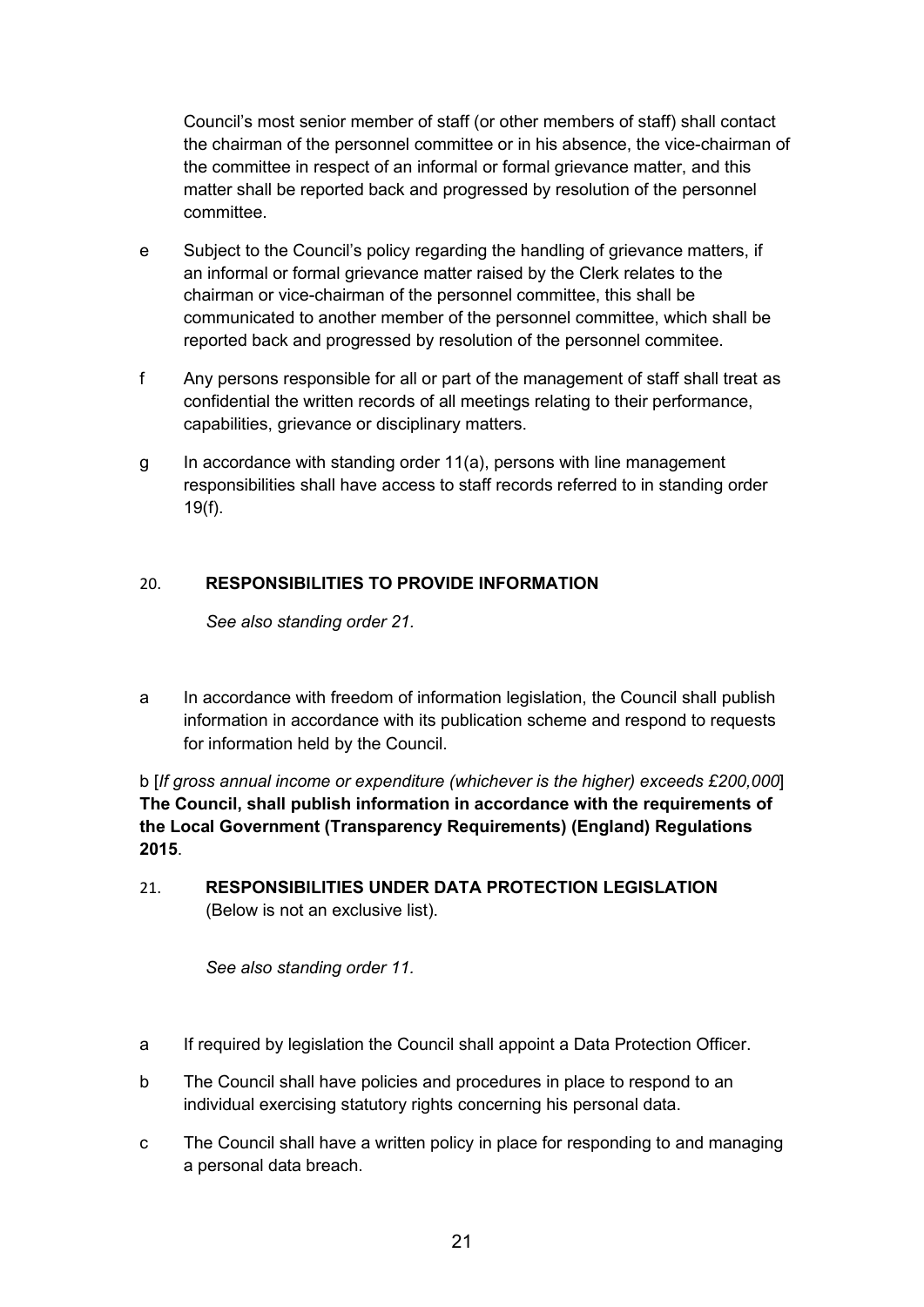Council's most senior member of staff (or other members of staff) shall contact the chairman of the personnel committee or in his absence, the vice-chairman of the committee in respect of an informal or formal grievance matter, and this matter shall be reported back and progressed by resolution of the personnel committee.

e Subject to the Council's policy regarding the handling of grievance matters, if an informal or formal grievance matter raised by the Clerk relates to the chairman or vice-chairman of the personnel committee, this shall be communicated to another member of the personnel committee, which shall be reported back and progressed by resolution of the personnel commitee.

f Any persons responsible for all or part of the management of staff shall treat as confidential the written records of all meetings relating to their performance, capabilities, grievance or disciplinary matters.

g In accordance with standing order 11(a), persons with line management responsibilities shall have access to staff records referred to in standing order 19(f).

## 20. RESPONSIBILITIES TO PROVIDE INFORMATION

*See also standing order 21.*

a In accordance with freedom of information legislation, the Council shall publish information in accordance with its publication scheme and respond to requests for information held by the Council.

b [*If gross annual income or expenditure (whichever is the higher) exceeds £200,000*] **The Council, shall publish information in accordance with the requirements of the Local Government (Transparency Requirements) (England) Regulations 2015**.

## 21. RESPONSIBILITIES UNDER DATA PROTECTION LEGISLATION

(Below is not an exclusive list).

*See also standing order 11.*

a If required by legislation the Council shall appoint a Data Protection Officer.

b The Council shall have policies and procedures in place to respond to an individual exercising statutory rights concerning his personal data.

c The Council shall have a written policy in place for responding to and managing a personal data breach.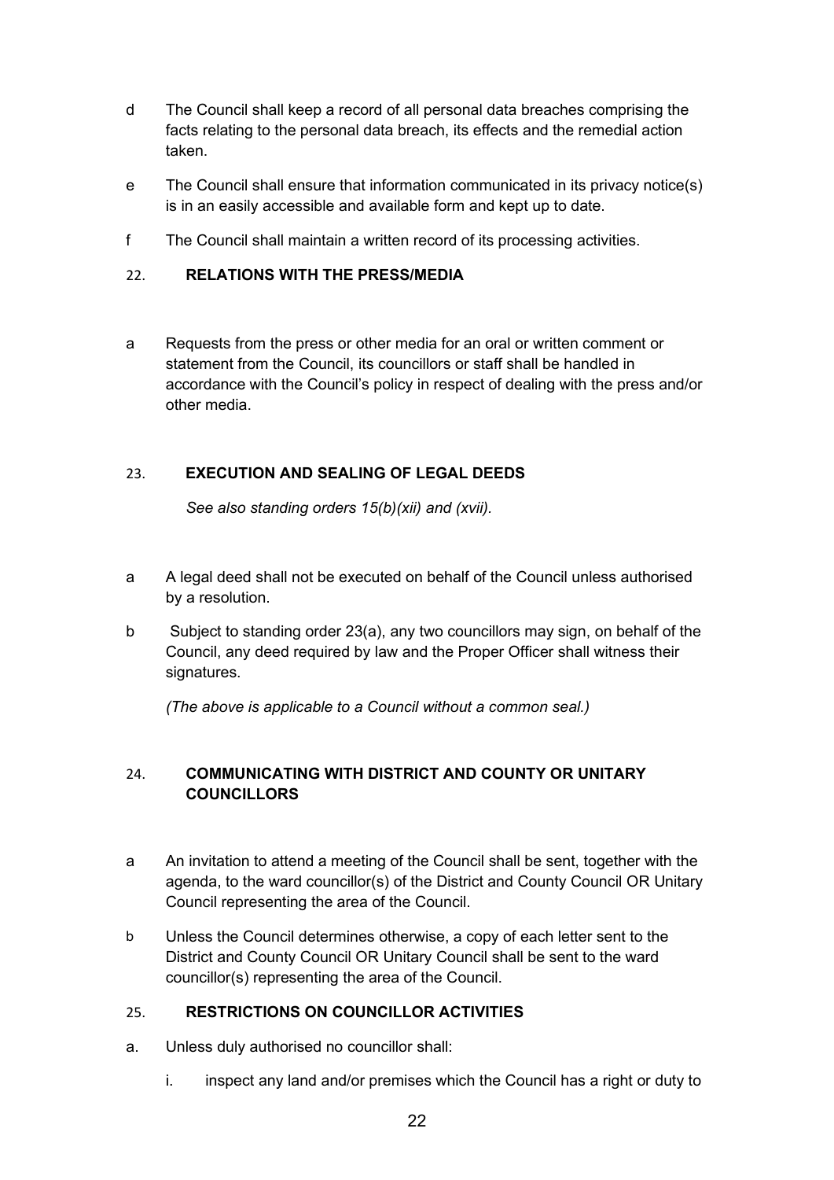d The Council shall keep a record of all personal data breaches comprising the facts relating to the personal data breach, its effects and the remedial action taken.

e The Council shall ensure that information communicated in its privacy notice(s) is in an easily accessible and available form and kept up to date.

f The Council shall maintain a written record of its processing activities.

## 22. RELATIONS WITH THE PRESS/MEDIA

a Requests from the press or other media for an oral or written comment or statement from the Council, its councillors or staff shall be handled in accordance with the Council's policy in respect of dealing with the press and/or other media.

## 23. EXECUTION AND SEALING OF LEGAL DEEDS

*See also standing orders 15(b)(xii) and (xvii).*

a A legal deed shall not be executed on behalf of the Council unless authorised by a resolution.

b Subject to standing order 23(a), any two councillors may sign, on behalf of the Council, any deed required by law and the Proper Officer shall witness their signatures.

*(The above is applicable to a Council without a common seal.)*

## 24. COMMUNICATING WITH DISTRICT AND COUNTY OR UNITARY COUNCILLORS

a An invitation to attend a meeting of the Council shall be sent, together with the agenda, to the ward councillor(s) of the District and County Council OR Unitary Council representing the area of the Council.

b Unless the Council determines otherwise, a copy of each letter sent to the District and County Council OR Unitary Council shall be sent to the ward councillor(s) representing the area of the Council.

## 25. RESTRICTIONS ON COUNCILLOR ACTIVITIES

a. Unless duly authorised no councillor shall:

i. inspect any land and/or premises which the Council has a right or duty to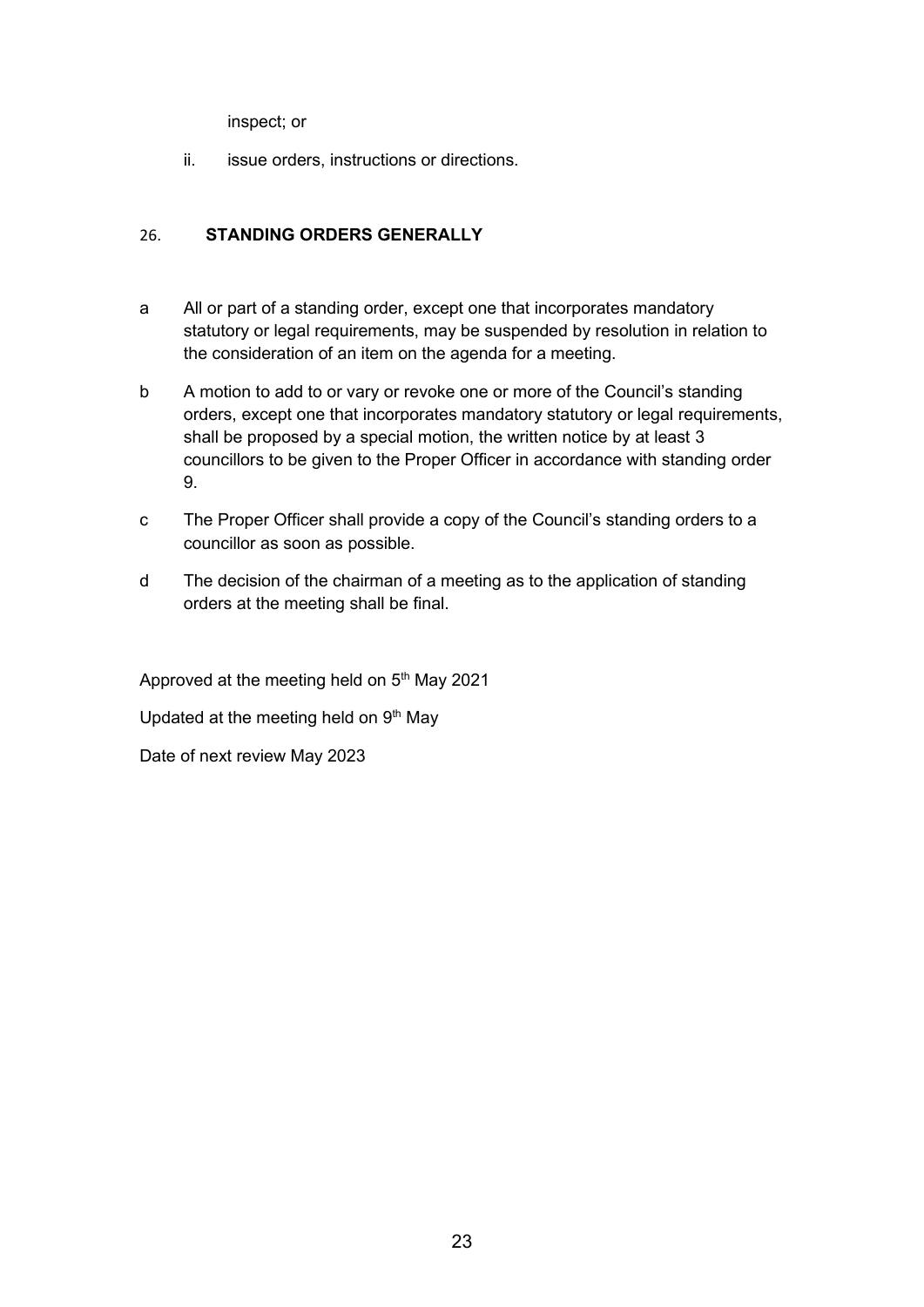inspect; or

ii. issue orders, instructions or directions.

## 26. STANDING ORDERS GENERALLY

a All or part of a standing order, except one that incorporates mandatory statutory or legal requirements, may be suspended by resolution in relation to the consideration of an item on the agenda for a meeting.

b A motion to add to or vary or revoke one or more of the Council's standing orders, except one that incorporates mandatory statutory or legal requirements, shall be proposed by a special motion, the written notice by at least 3 councillors to be given to the Proper Officer in accordance with standing order 9.

c The Proper Officer shall provide a copy of the Council's standing orders to a councillor as soon as possible.

d The decision of the chairman of a meeting as to the application of standing orders at the meeting shall be final.

Approved at the meeting held on 5th May 2021

Updated at the meeting held on 9th May

Date of next review May 2023